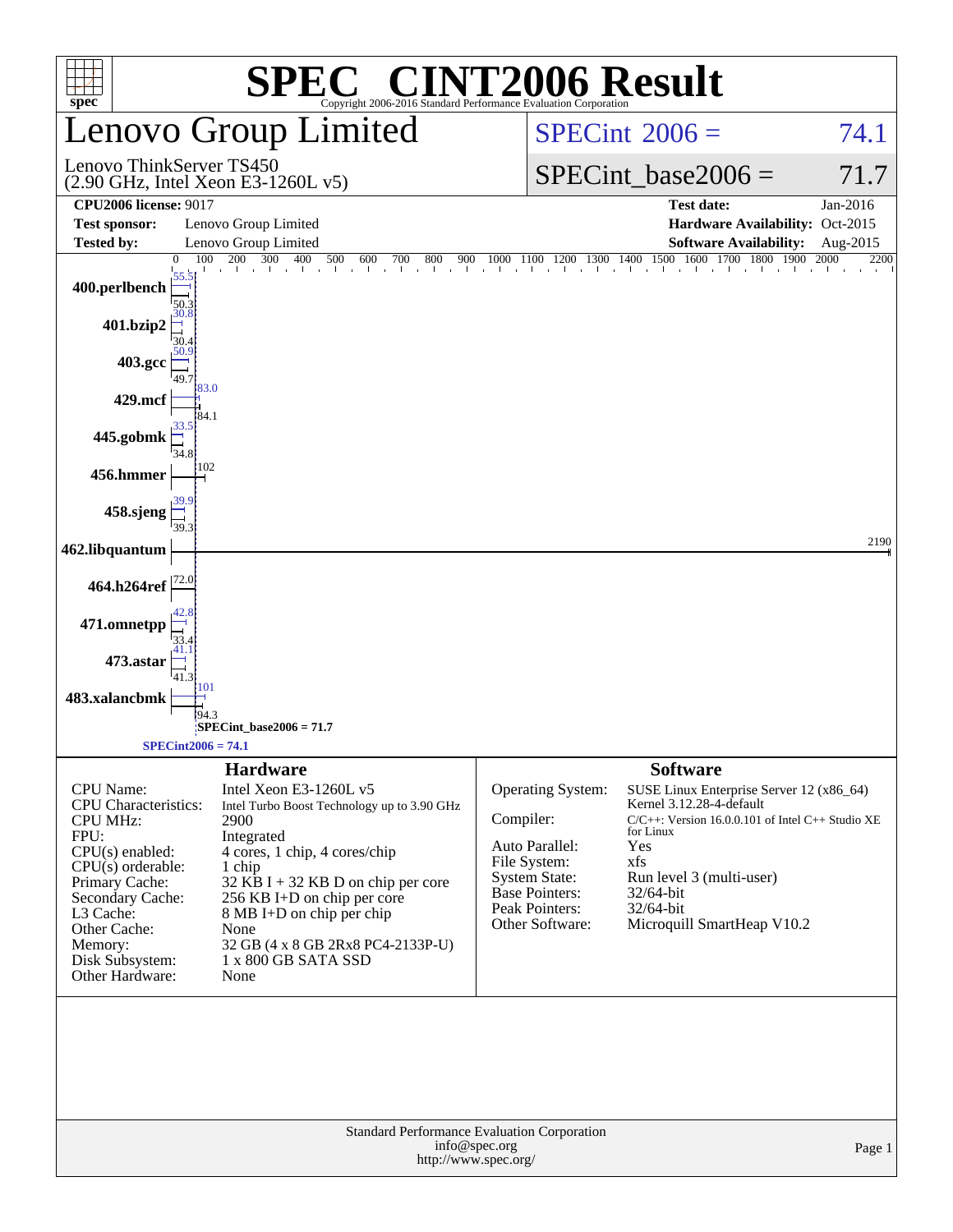# SPEC® CINT2006 Result

Copyright 2006-2016 Standard Performance Evaluation Corporation

## Lenovo Group Limited

Lenovo ThinkServer TS450
(2.90 GHz, Intel Xeon E3-1260L v5)

SPECint 2006 = 74.1

SPECint_base2006 = 71.7

| | | | |
|---|---|---|---|
| **CPU2006 license:** 9017 | | **Test date:** | Jan-2016 |
| **Test sponsor:** | Lenovo Group Limited | **Hardware Availability:** | Oct-2015 |
| **Tested by:** | Lenovo Group Limited | **Software Availability:** | Aug-2015 |

| Benchmark | Peak | Base |
|---|---|---|
| 400.perlbench | 55.5 | 50.3 |
| 401.bzip2 | 30.8 | 30.4 |
| 403.gcc | 50.9 | 49.7 |
| 429.mcf | 83.0 | 84.1 |
| 445.gobmk | 33.5 | 34.8 |
| 456.hmmer | | 102 |
| 458.sjeng | 39.9 | 39.3 |
| 462.libquantum | | 2190 |
| 464.h264ref | 72.0 | |
| 471.omnetpp | 42.8 | 33.4 |
| 473.astar | 41.1 | 41.3 |
| 483.xalancbmk | 101 | 94.3 |

SPECint_base2006 = 71.7

SPECint2006 = 74.1

## Hardware

| | |
|---|---|
| CPU Name: | Intel Xeon E3-1260L v5 |
| CPU Characteristics: | Intel Turbo Boost Technology up to 3.90 GHz |
| CPU MHz: | 2900 |
| FPU: | Integrated |
| CPU(s) enabled: | 4 cores, 1 chip, 4 cores/chip |
| CPU(s) orderable: | 1 chip |
| Primary Cache: | 32 KB I + 32 KB D on chip per core |
| Secondary Cache: | 256 KB I+D on chip per core |
| L3 Cache: | 8 MB I+D on chip per chip |
| Other Cache: | None |
| Memory: | 32 GB (4 x 8 GB 2Rx8 PC4-2133P-U) |
| Disk Subsystem: | 1 x 800 GB SATA SSD |
| Other Hardware: | None |

## Software

| | |
|---|---|
| Operating System: | SUSE Linux Enterprise Server 12 (x86_64) Kernel 3.12.28-4-default |
| Compiler: | C/C++: Version 16.0.0.101 of Intel C++ Studio XE for Linux |
| Auto Parallel: | Yes |
| File System: | xfs |
| System State: | Run level 3 (multi-user) |
| Base Pointers: | 32/64-bit |
| Peak Pointers: | 32/64-bit |
| Other Software: | Microquill SmartHeap V10.2 |

Standard Performance Evaluation Corporation
info@spec.org
http://www.spec.org/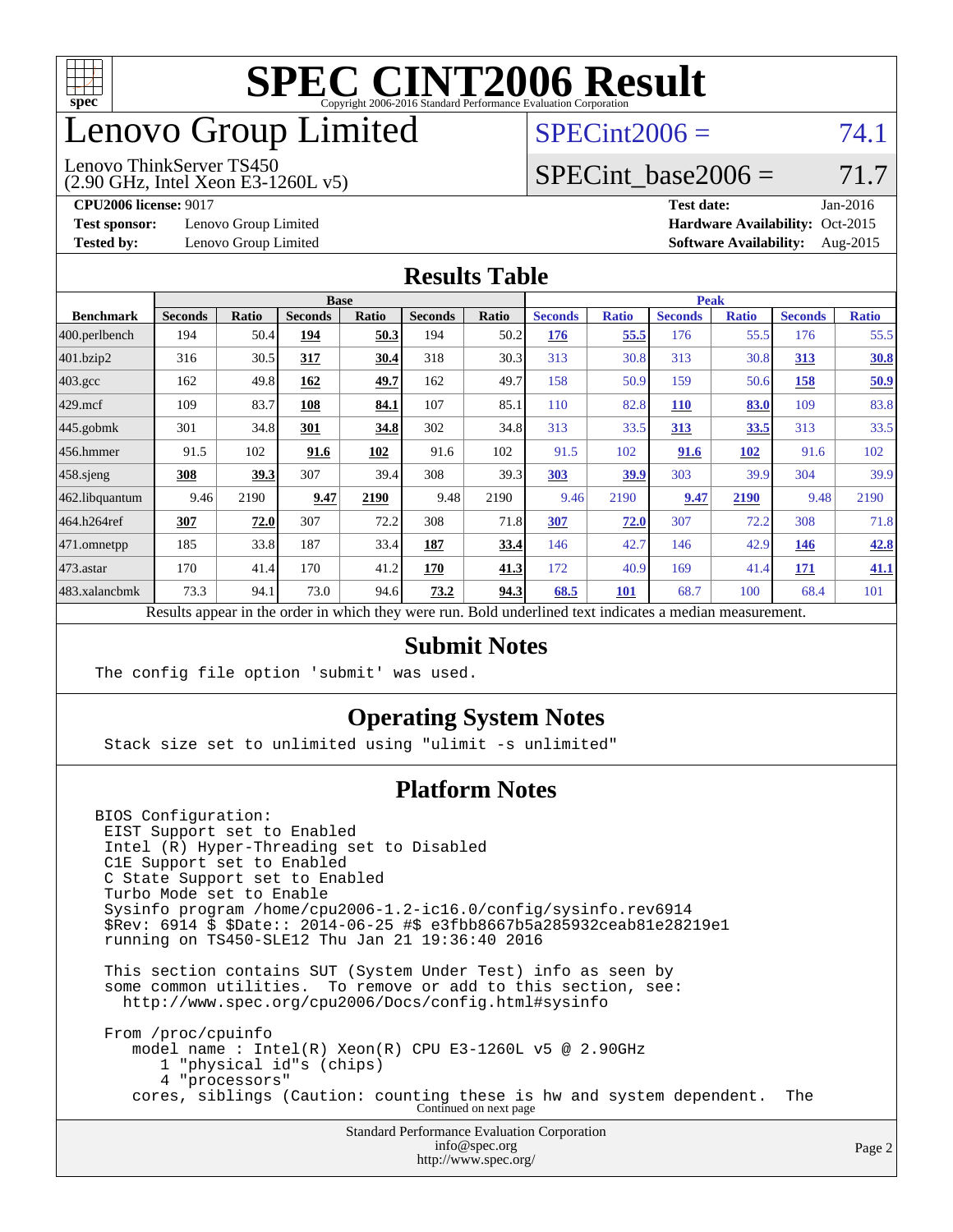# SPEC CINT2006 Result

Copyright 2006-2016 Standard Performance Evaluation Corporation

## Lenovo Group Limited

Lenovo ThinkServer TS450
(2.90 GHz, Intel Xeon E3-1260L v5)

SPECint2006 = 74.1

SPECint_base2006 = 71.7

**CPU2006 license:** 9017
**Test sponsor:** Lenovo Group Limited
**Tested by:** Lenovo Group Limited

**Test date:** Jan-2016
**Hardware Availability:** Oct-2015
**Software Availability:** Aug-2015

## Results Table

| | Base | | | | | | Peak | | | | | |
|---|---|---|---|---|---|---|---|---|---|---|---|---|
| **Benchmark** | **Seconds** | **Ratio** | **Seconds** | **Ratio** | **Seconds** | **Ratio** | **Seconds** | **Ratio** | **Seconds** | **Ratio** | **Seconds** | **Ratio** |
| 400.perlbench | 194 | 50.4 | **194** | **50.3** | 194 | 50.2 | **176** | **55.5** | 176 | 55.5 | 176 | 55.5 |
| 401.bzip2 | 316 | 30.5 | **317** | **30.4** | 318 | 30.3 | 313 | 30.8 | 313 | 30.8 | **313** | **30.8** |
| 403.gcc | 162 | 49.8 | **162** | **49.7** | 162 | 49.7 | 158 | 50.9 | 159 | 50.6 | **158** | **50.9** |
| 429.mcf | 109 | 83.7 | **108** | **84.1** | 107 | 85.1 | 110 | 82.8 | **110** | **83.0** | 109 | 83.8 |
| 445.gobmk | 301 | 34.8 | **301** | **34.8** | 302 | 34.8 | 313 | 33.5 | **313** | **33.5** | 313 | 33.5 |
| 456.hmmer | 91.5 | 102 | **91.6** | **102** | 91.6 | 102 | 91.5 | 102 | **91.6** | **102** | 91.6 | 102 |
| 458.sjeng | **308** | **39.3** | 307 | 39.4 | 308 | 39.3 | **303** | **39.9** | 303 | 39.9 | 304 | 39.9 |
| 462.libquantum | 9.46 | 2190 | **9.47** | **2190** | 9.48 | 2190 | 9.46 | 2190 | **9.47** | **2190** | 9.48 | 2190 |
| 464.h264ref | **307** | **72.0** | 307 | 72.2 | 308 | 71.8 | **307** | **72.0** | 307 | 72.2 | 308 | 71.8 |
| 471.omnetpp | 185 | 33.8 | 187 | 33.4 | **187** | **33.4** | 146 | 42.7 | 146 | 42.9 | **146** | **42.8** |
| 473.astar | 170 | 41.4 | 170 | 41.2 | **170** | **41.3** | 172 | 40.9 | 169 | 41.4 | **171** | **41.1** |
| 483.xalancbmk | 73.3 | 94.1 | 73.0 | 94.6 | **73.2** | **94.3** | **68.5** | **101** | 68.7 | 100 | 68.4 | 101 |

Results appear in the order in which they were run. Bold underlined text indicates a median measurement.

## Submit Notes

```
The config file option 'submit' was used.
```

## Operating System Notes

```
Stack size set to unlimited using "ulimit -s unlimited"
```

## Platform Notes

```
BIOS Configuration:
 EIST Support set to Enabled
 Intel (R) Hyper-Threading set to Disabled
 C1E Support set to Enabled
 C State Support set to Enabled
 Turbo Mode set to Enable
 Sysinfo program /home/cpu2006-1.2-ic16.0/config/sysinfo.rev6914
 $Rev: 6914 $ $Date:: 2014-06-25 #$ e3fbb8667b5a285932ceab81e28219e1
 running on TS450-SLE12 Thu Jan 21 19:36:40 2016

 This section contains SUT (System Under Test) info as seen by
 some common utilities.  To remove or add to this section, see:
   http://www.spec.org/cpu2006/Docs/config.html#sysinfo

 From /proc/cpuinfo
    model name : Intel(R) Xeon(R) CPU E3-1260L v5 @ 2.90GHz
       1 "physical id"s (chips)
       4 "processors"
    cores, siblings (Caution: counting these is hw and system dependent.  The
```

Continued on next page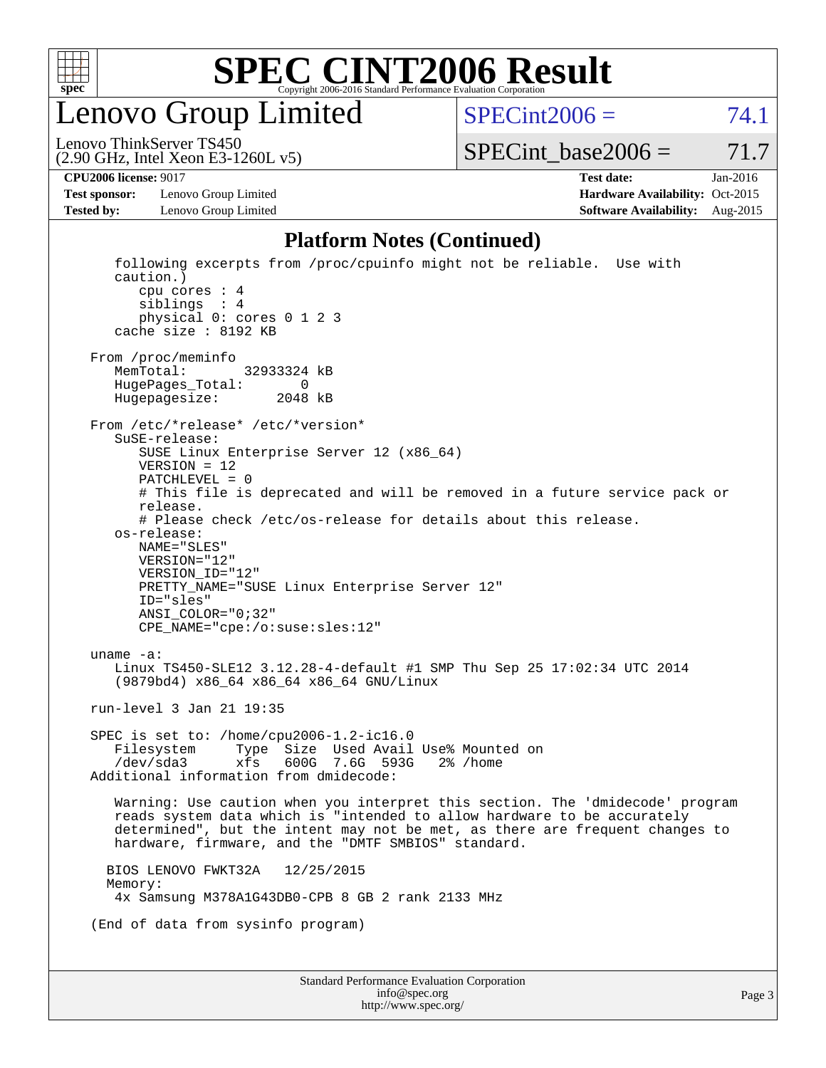# SPEC CINT2006 Result

Copyright 2006-2016 Standard Performance Evaluation Corporation

## Lenovo Group Limited

Lenovo ThinkServer TS450
(2.90 GHz, Intel Xeon E3-1260L v5)

SPECint2006 = 74.1

SPECint_base2006 = 71.7

| | | | |
|---|---|---|---|
| **CPU2006 license:** 9017 | | **Test date:** | Jan-2016 |
| **Test sponsor:** | Lenovo Group Limited | **Hardware Availability:** | Oct-2015 |
| **Tested by:** | Lenovo Group Limited | **Software Availability:** | Aug-2015 |

### Platform Notes (Continued)

```
    following excerpts from /proc/cpuinfo might not be reliable.  Use with
    caution.)
       cpu cores : 4
       siblings  : 4
       physical 0: cores 0 1 2 3
    cache size : 8192 KB

 From /proc/meminfo
    MemTotal:       32933324 kB
    HugePages_Total:       0
    Hugepagesize:       2048 kB

 From /etc/*release* /etc/*version*
    SuSE-release:
       SUSE Linux Enterprise Server 12 (x86_64)
       VERSION = 12
       PATCHLEVEL = 0
       # This file is deprecated and will be removed in a future service pack or
       release.
       # Please check /etc/os-release for details about this release.
    os-release:
       NAME="SLES"
       VERSION="12"
       VERSION_ID="12"
       PRETTY_NAME="SUSE Linux Enterprise Server 12"
       ID="sles"
       ANSI_COLOR="0;32"
       CPE_NAME="cpe:/o:suse:sles:12"

 uname -a:
    Linux TS450-SLE12 3.12.28-4-default #1 SMP Thu Sep 25 17:02:34 UTC 2014
    (9879bd4) x86_64 x86_64 x86_64 GNU/Linux

 run-level 3 Jan 21 19:35

 SPEC is set to: /home/cpu2006-1.2-ic16.0
    Filesystem     Type  Size  Used Avail Use% Mounted on
    /dev/sda3      xfs   600G  7.6G  593G   2% /home
 Additional information from dmidecode:

    Warning: Use caution when you interpret this section. The 'dmidecode' program
    reads system data which is "intended to allow hardware to be accurately
    determined", but the intent may not be met, as there are frequent changes to
    hardware, firmware, and the "DMTF SMBIOS" standard.

   BIOS LENOVO FWKT32A   12/25/2015
   Memory:
    4x Samsung M378A1G43DB0-CPB 8 GB 2 rank 2133 MHz

 (End of data from sysinfo program)
```

Standard Performance Evaluation Corporation
info@spec.org
http://www.spec.org/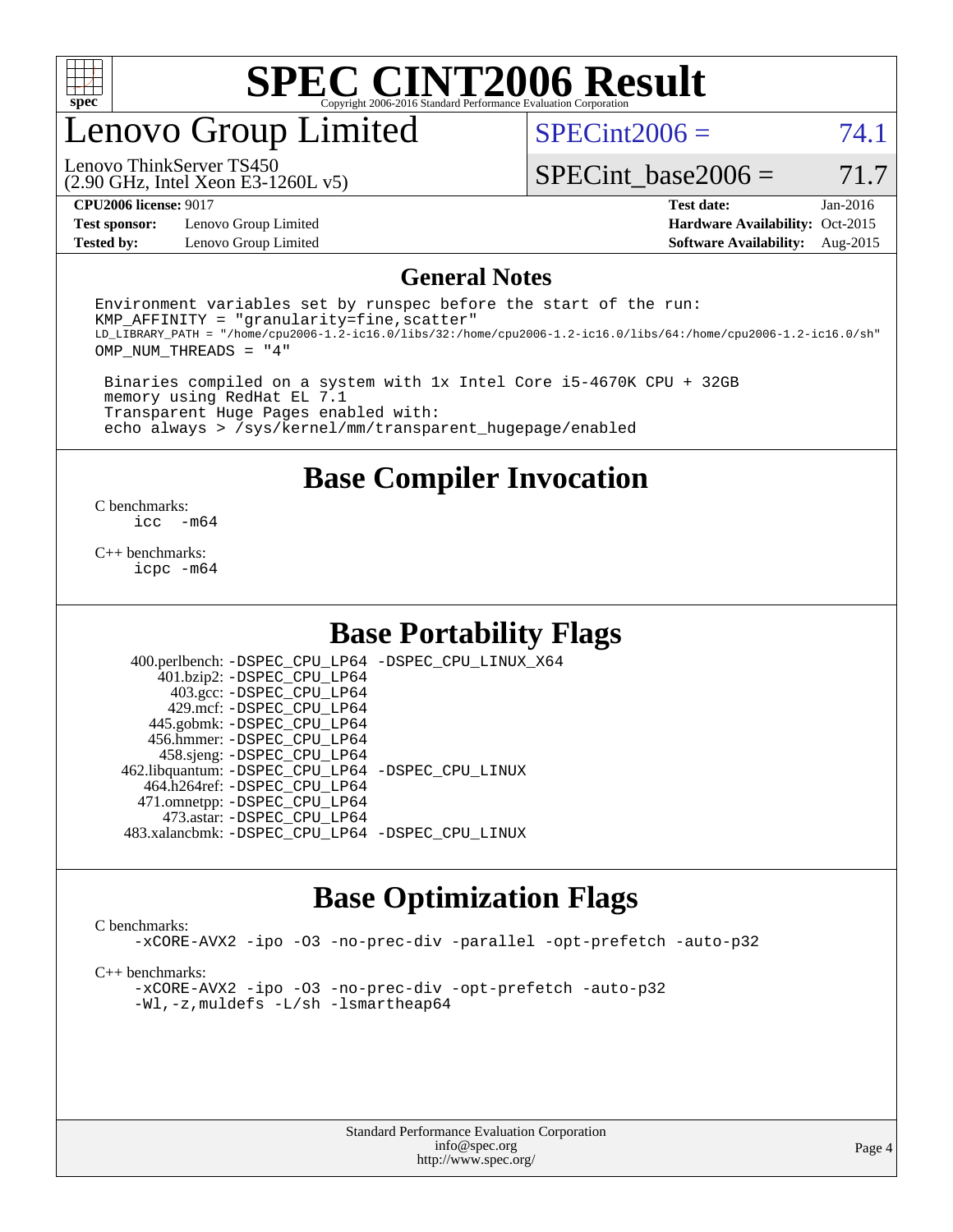# SPEC CINT2006 Result

Copyright 2006-2016 Standard Performance Evaluation Corporation

# Lenovo Group Limited

Lenovo ThinkServer TS450
(2.90 GHz, Intel Xeon E3-1260L v5)

SPECint2006 = 74.1

SPECint_base2006 = 71.7

**CPU2006 license:** 9017
**Test sponsor:** Lenovo Group Limited
**Tested by:** Lenovo Group Limited

**Test date:** Jan-2016
**Hardware Availability:** Oct-2015
**Software Availability:** Aug-2015

## General Notes

```
Environment variables set by runspec before the start of the run:
KMP_AFFINITY = "granularity=fine,scatter"
LD_LIBRARY_PATH = "/home/cpu2006-1.2-ic16.0/libs/32:/home/cpu2006-1.2-ic16.0/libs/64:/home/cpu2006-1.2-ic16.0/sh"
OMP_NUM_THREADS = "4"

 Binaries compiled on a system with 1x Intel Core i5-4670K CPU + 32GB
 memory using RedHat EL 7.1
 Transparent Huge Pages enabled with:
 echo always > /sys/kernel/mm/transparent_hugepage/enabled
```

## Base Compiler Invocation

C benchmarks:
```
icc  -m64
```

C++ benchmarks:
```
icpc -m64
```

## Base Portability Flags

```
   400.perlbench: -DSPEC_CPU_LP64 -DSPEC_CPU_LINUX_X64
       401.bzip2: -DSPEC_CPU_LP64
         403.gcc: -DSPEC_CPU_LP64
         429.mcf: -DSPEC_CPU_LP64
       445.gobmk: -DSPEC_CPU_LP64
      456.hmmer: -DSPEC_CPU_LP64
       458.sjeng: -DSPEC_CPU_LP64
 462.libquantum: -DSPEC_CPU_LP64 -DSPEC_CPU_LINUX
     464.h264ref: -DSPEC_CPU_LP64
     471.omnetpp: -DSPEC_CPU_LP64
       473.astar: -DSPEC_CPU_LP64
 483.xalancbmk: -DSPEC_CPU_LP64 -DSPEC_CPU_LINUX
```

## Base Optimization Flags

C benchmarks:
```
-xCORE-AVX2 -ipo -O3 -no-prec-div -parallel -opt-prefetch -auto-p32
```

C++ benchmarks:
```
-xCORE-AVX2 -ipo -O3 -no-prec-div -opt-prefetch -auto-p32
-Wl,-z,muldefs -L/sh -lsmartheap64
```

Standard Performance Evaluation Corporation
info@spec.org
http://www.spec.org/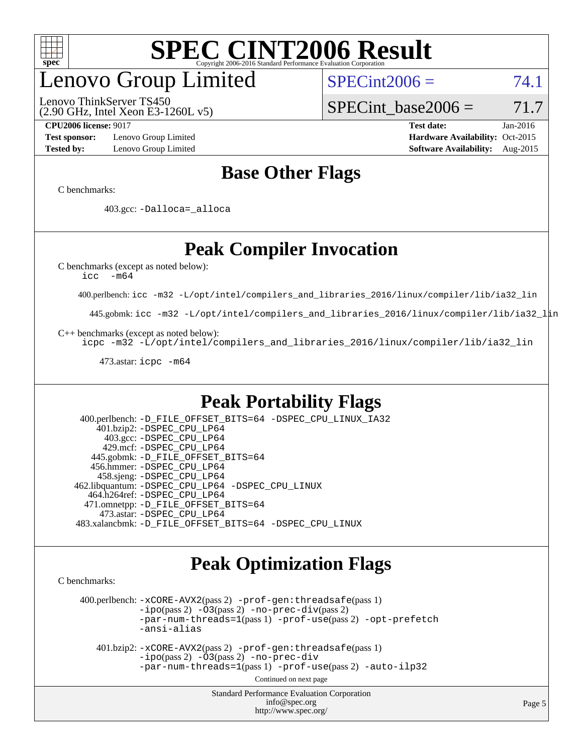# SPEC CINT2006 Result

## Lenovo Group Limited

Lenovo ThinkServer TS450
(2.90 GHz, Intel Xeon E3-1260L v5)

SPECint2006 = 74.1

SPECint_base2006 = 71.7

**CPU2006 license:** 9017
**Test sponsor:** Lenovo Group Limited
**Tested by:** Lenovo Group Limited
**Test date:** Jan-2016
**Hardware Availability:** Oct-2015
**Software Availability:** Aug-2015

## Base Other Flags

C benchmarks:

403.gcc: -Dalloca=_alloca

## Peak Compiler Invocation

C benchmarks (except as noted below):
icc -m64

400.perlbench: icc -m32 -L/opt/intel/compilers_and_libraries_2016/linux/compiler/lib/ia32_lin

445.gobmk: icc -m32 -L/opt/intel/compilers_and_libraries_2016/linux/compiler/lib/ia32_lin

C++ benchmarks (except as noted below):
icpc -m32 -L/opt/intel/compilers_and_libraries_2016/linux/compiler/lib/ia32_lin

473.astar: icpc -m64

## Peak Portability Flags

400.perlbench: -D_FILE_OFFSET_BITS=64 -DSPEC_CPU_LINUX_IA32
401.bzip2: -DSPEC_CPU_LP64
403.gcc: -DSPEC_CPU_LP64
429.mcf: -DSPEC_CPU_LP64
445.gobmk: -D_FILE_OFFSET_BITS=64
456.hmmer: -DSPEC_CPU_LP64
458.sjeng: -DSPEC_CPU_LP64
462.libquantum: -DSPEC_CPU_LP64 -DSPEC_CPU_LINUX
464.h264ref: -DSPEC_CPU_LP64
471.omnetpp: -D_FILE_OFFSET_BITS=64
473.astar: -DSPEC_CPU_LP64
483.xalancbmk: -D_FILE_OFFSET_BITS=64 -DSPEC_CPU_LINUX

## Peak Optimization Flags

C benchmarks:

400.perlbench: -xCORE-AVX2(pass 2) -prof-gen:threadsafe(pass 1) -ipo(pass 2) -O3(pass 2) -no-prec-div(pass 2) -par-num-threads=1(pass 1) -prof-use(pass 2) -opt-prefetch -ansi-alias

401.bzip2: -xCORE-AVX2(pass 2) -prof-gen:threadsafe(pass 1) -ipo(pass 2) -O3(pass 2) -no-prec-div -par-num-threads=1(pass 1) -prof-use(pass 2) -auto-ilp32

Continued on next page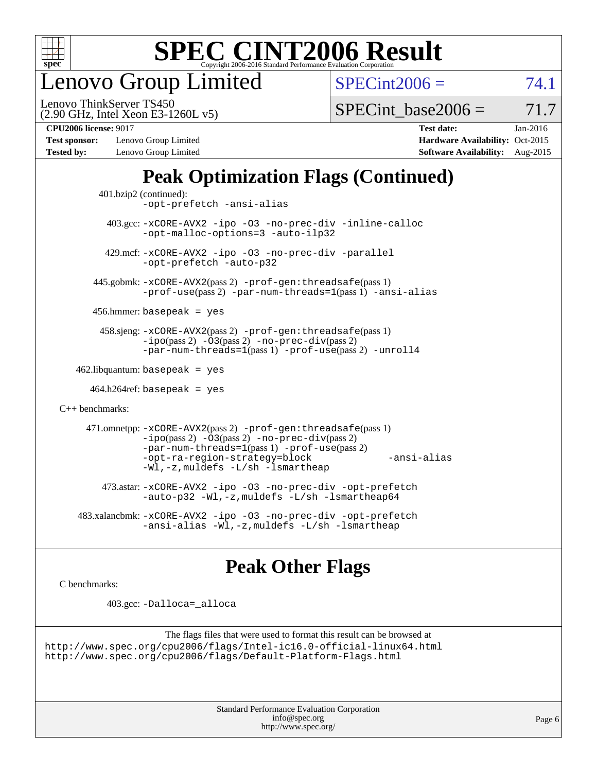# SPEC CINT2006 Result

Copyright 2006-2016 Standard Performance Evaluation Corporation

## Lenovo Group Limited

Lenovo ThinkServer TS450
(2.90 GHz, Intel Xeon E3-1260L v5)

SPECint2006 = 74.1

SPECint_base2006 = 71.7

**CPU2006 license:** 9017
**Test sponsor:** Lenovo Group Limited
**Tested by:** Lenovo Group Limited

**Test date:** Jan-2016
**Hardware Availability:** Oct-2015
**Software Availability:** Aug-2015

## Peak Optimization Flags (Continued)

401.bzip2 (continued):
`-opt-prefetch -ansi-alias`

403.gcc: `-xCORE-AVX2 -ipo -O3 -no-prec-div -inline-calloc -opt-malloc-options=3 -auto-ilp32`

429.mcf: `-xCORE-AVX2 -ipo -O3 -no-prec-div -parallel -opt-prefetch -auto-p32`

445.gobmk: `-xCORE-AVX2`(pass 2) `-prof-gen:threadsafe`(pass 1) `-prof-use`(pass 2) `-par-num-threads=1`(pass 1) `-ansi-alias`

456.hmmer: `basepeak = yes`

458.sjeng: `-xCORE-AVX2`(pass 2) `-prof-gen:threadsafe`(pass 1) `-ipo`(pass 2) `-O3`(pass 2) `-no-prec-div`(pass 2) `-par-num-threads=1`(pass 1) `-prof-use`(pass 2) `-unroll4`

462.libquantum: `basepeak = yes`

464.h264ref: `basepeak = yes`

C++ benchmarks:

471.omnetpp: `-xCORE-AVX2`(pass 2) `-prof-gen:threadsafe`(pass 1) `-ipo`(pass 2) `-O3`(pass 2) `-no-prec-div`(pass 2) `-par-num-threads=1`(pass 1) `-prof-use`(pass 2) `-opt-ra-region-strategy=block -ansi-alias -Wl,-z,muldefs -L/sh -lsmartheap`

473.astar: `-xCORE-AVX2 -ipo -O3 -no-prec-div -opt-prefetch -auto-p32 -Wl,-z,muldefs -L/sh -lsmartheap64`

483.xalancbmk: `-xCORE-AVX2 -ipo -O3 -no-prec-div -opt-prefetch -ansi-alias -Wl,-z,muldefs -L/sh -lsmartheap`

## Peak Other Flags

C benchmarks:

403.gcc: `-Dalloca=_alloca`

The flags files that were used to format this result can be browsed at
http://www.spec.org/cpu2006/flags/Intel-ic16.0-official-linux64.html
http://www.spec.org/cpu2006/flags/Default-Platform-Flags.html

Standard Performance Evaluation Corporation
info@spec.org
http://www.spec.org/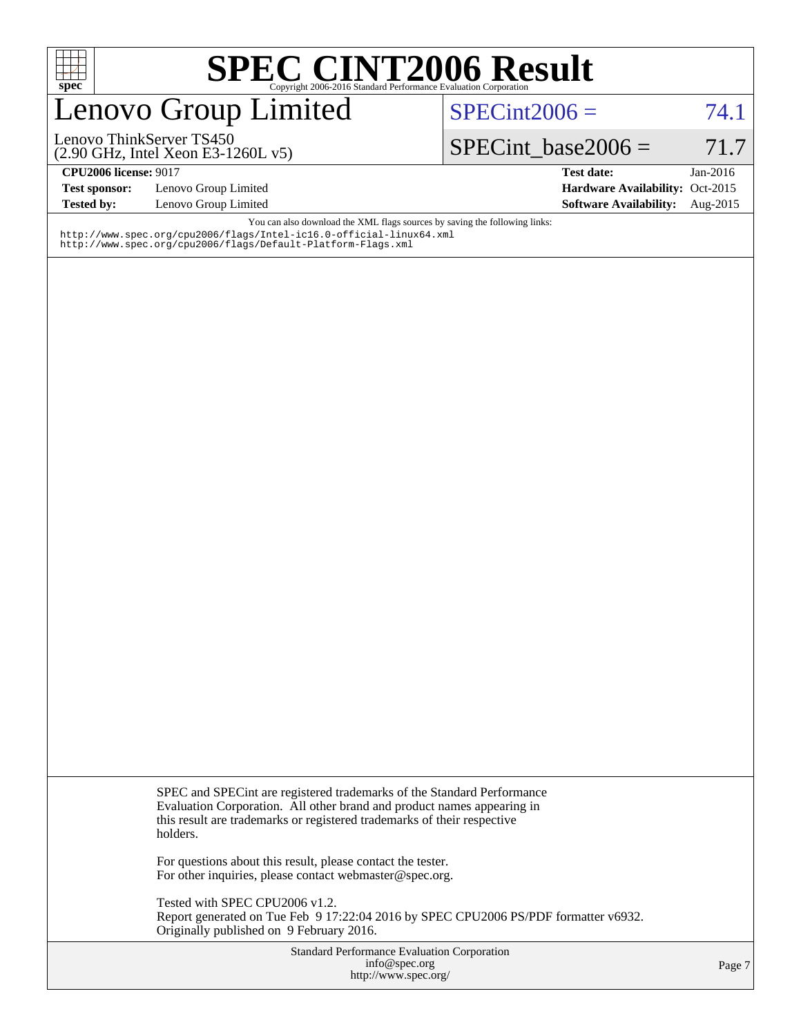# SPEC CINT2006 Result

Copyright 2006-2016 Standard Performance Evaluation Corporation

## Lenovo Group Limited

Lenovo ThinkServer TS450
(2.90 GHz, Intel Xeon E3-1260L v5)

SPECint2006 = 74.1

SPECint_base2006 = 71.7

| | | | |
|---|---|---|---|
| **CPU2006 license:** 9017 | | **Test date:** | Jan-2016 |
| **Test sponsor:** | Lenovo Group Limited | **Hardware Availability:** | Oct-2015 |
| **Tested by:** | Lenovo Group Limited | **Software Availability:** | Aug-2015 |

You can also download the XML flags sources by saving the following links:

```
http://www.spec.org/cpu2006/flags/Intel-ic16.0-official-linux64.xml
http://www.spec.org/cpu2006/flags/Default-Platform-Flags.xml
```

SPEC and SPECint are registered trademarks of the Standard Performance Evaluation Corporation. All other brand and product names appearing in this result are trademarks or registered trademarks of their respective holders.

For questions about this result, please contact the tester.
For other inquiries, please contact webmaster@spec.org.

Tested with SPEC CPU2006 v1.2.
Report generated on Tue Feb 9 17:22:04 2016 by SPEC CPU2006 PS/PDF formatter v6932.
Originally published on 9 February 2016.

Standard Performance Evaluation Corporation
info@spec.org
http://www.spec.org/